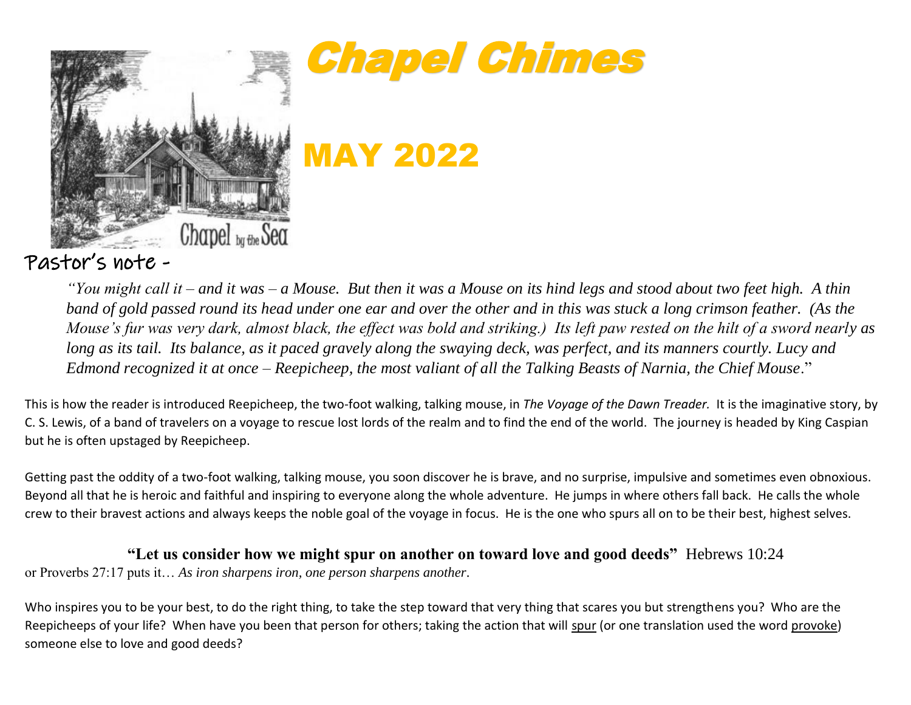# Chapel Chimes

## MAY 2022

Chapel by the Sea

## Pastor's note -

*"You might call it – and it was – a Mouse. But then it was a Mouse on its hind legs and stood about two feet high. A thin band of gold passed round its head under one ear and over the other and in this was stuck a long crimson feather. (As the Mouse's fur was very dark, almost black, the effect was bold and striking.) Its left paw rested on the hilt of a sword nearly as long as its tail. Its balance, as it paced gravely along the swaying deck, was perfect, and its manners courtly. Lucy and Edmond recognized it at once – Reepicheep, the most valiant of all the Talking Beasts of Narnia, the Chief Mouse."*

This is how the reader is introduced Reepicheep, the two-foot walking, talking mouse, in *The Voyage of the Dawn Treader.* It is the imaginative story, by C. S. Lewis, of a band of travelers on a voyage to rescue lost lords of the realm and to find the end of the world. The journey is headed by King Caspian but he is often upstaged by Reepicheep.

Getting past the oddity of a two-foot walking, talking mouse, you soon discover he is brave, and no surprise, impulsive and sometimes even obnoxious. Beyond all that he is heroic and faithful and inspiring to everyone along the whole adventure. He jumps in where others fall back. He calls the whole crew to their bravest actions and always keeps the noble goal of the voyage in focus. He is the one who spurs all on to be their best, highest selves.

**"Let us consider how we might spur on another on toward love and good deeds"** Hebrews 10:24
or Proverbs 27:17 puts it… *As iron sharpens iron, one person sharpens another*.

Who inspires you to be your best, to do the right thing, to take the step toward that very thing that scares you but strengthens you? Who are the Reepicheeps of your life? When have you been that person for others; taking the action that will spur (or one translation used the word provoke) someone else to love and good deeds?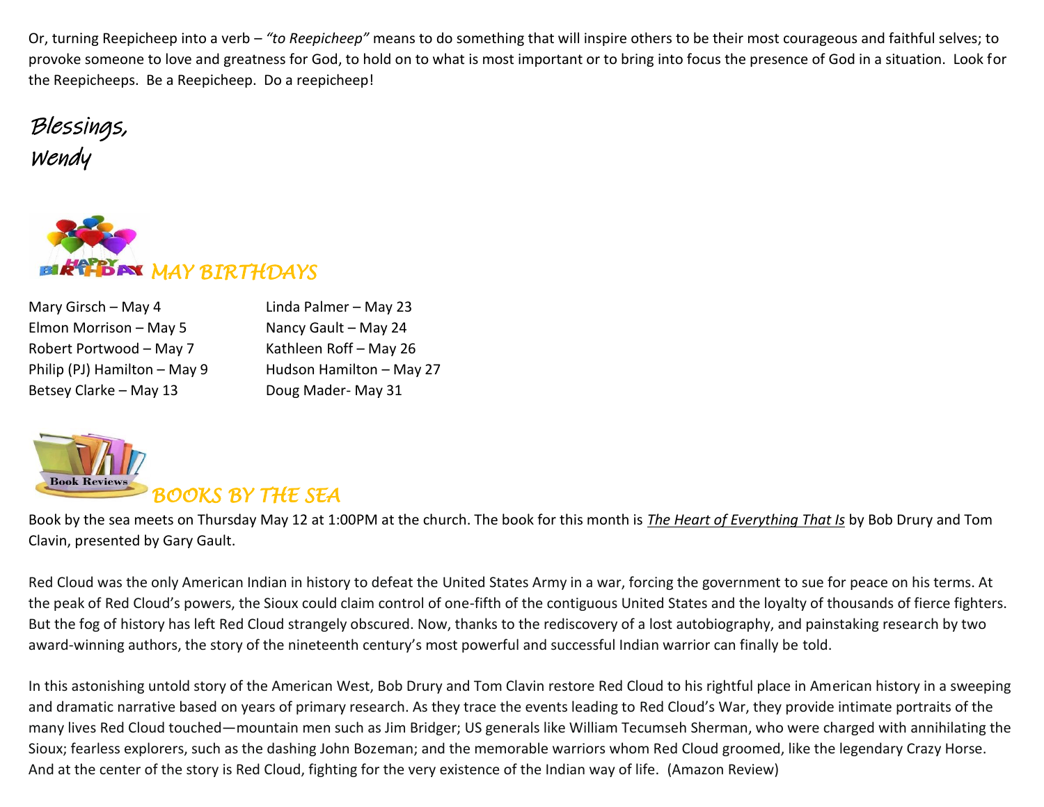Or, turning Reepicheep into a verb – *"to Reepicheep"* means to do something that will inspire others to be their most courageous and faithful selves; to provoke someone to love and greatness for God, to hold on to what is most important or to bring into focus the presence of God in a situation. Look for the Reepicheeps. Be a Reepicheep. Do a reepicheep!

*Blessings,*
*Wendy*

## *MAY BIRTHDAYS*

Mary Girsch – May 4
Elmon Morrison – May 5
Robert Portwood – May 7
Philip (PJ) Hamilton – May 9
Betsey Clarke – May 13
Linda Palmer – May 23
Nancy Gault – May 24
Kathleen Roff – May 26
Hudson Hamilton – May 27
Doug Mader- May 31

## *BOOKS BY THE SEA*

Book by the sea meets on Thursday May 12 at 1:00PM at the church. The book for this month is ***The Heart of Everything That Is*** by Bob Drury and Tom Clavin, presented by Gary Gault.

Red Cloud was the only American Indian in history to defeat the United States Army in a war, forcing the government to sue for peace on his terms. At the peak of Red Cloud's powers, the Sioux could claim control of one-fifth of the contiguous United States and the loyalty of thousands of fierce fighters. But the fog of history has left Red Cloud strangely obscured. Now, thanks to the rediscovery of a lost autobiography, and painstaking research by two award-winning authors, the story of the nineteenth century's most powerful and successful Indian warrior can finally be told.

In this astonishing untold story of the American West, Bob Drury and Tom Clavin restore Red Cloud to his rightful place in American history in a sweeping and dramatic narrative based on years of primary research. As they trace the events leading to Red Cloud's War, they provide intimate portraits of the many lives Red Cloud touched—mountain men such as Jim Bridger; US generals like William Tecumseh Sherman, who were charged with annihilating the Sioux; fearless explorers, such as the dashing John Bozeman; and the memorable warriors whom Red Cloud groomed, like the legendary Crazy Horse. And at the center of the story is Red Cloud, fighting for the very existence of the Indian way of life. (Amazon Review)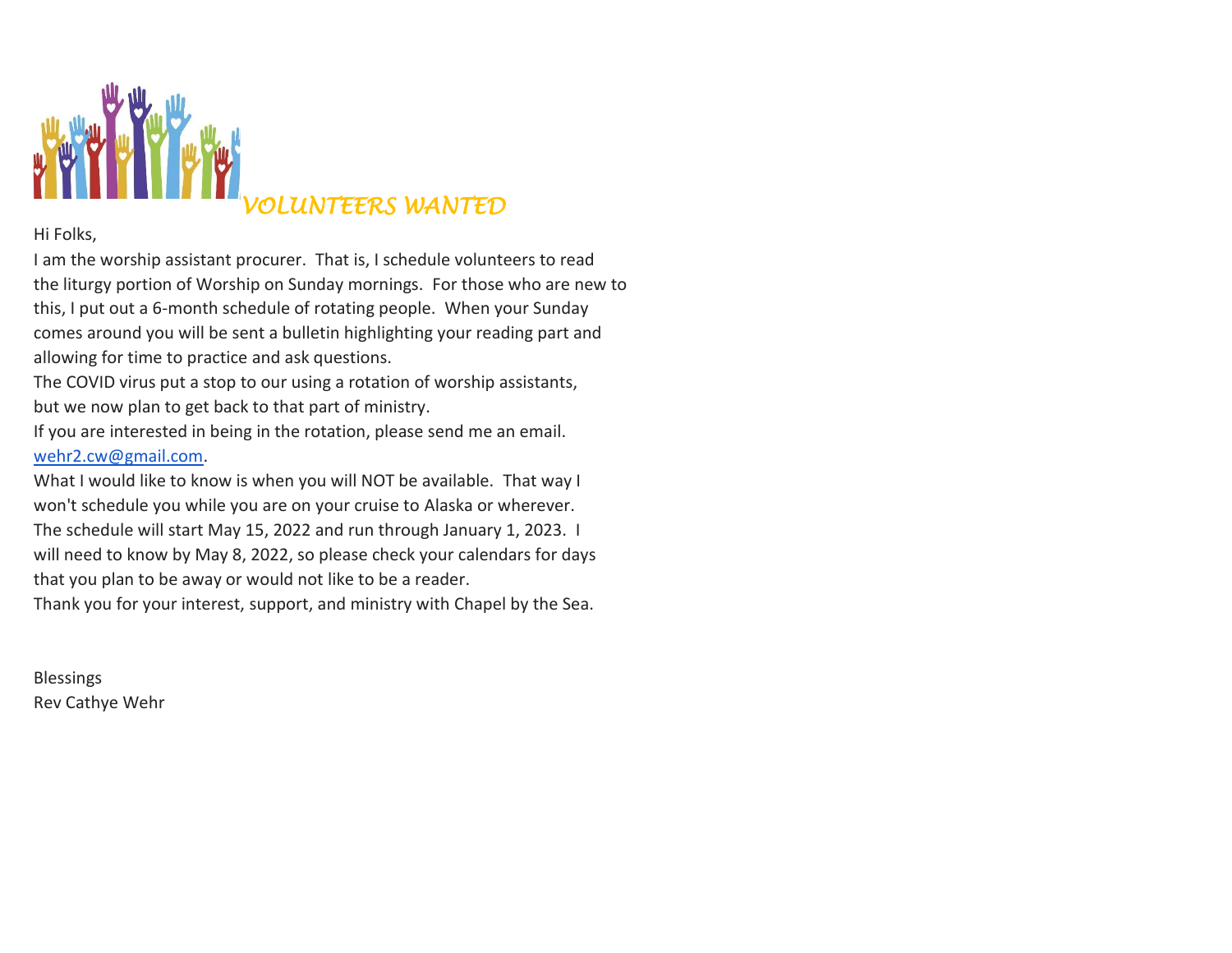## *VOLUNTEERS WANTED*

Hi Folks,

I am the worship assistant procurer. That is, I schedule volunteers to read the liturgy portion of Worship on Sunday mornings. For those who are new to this, I put out a 6-month schedule of rotating people. When your Sunday comes around you will be sent a bulletin highlighting your reading part and allowing for time to practice and ask questions.

The COVID virus put a stop to our using a rotation of worship assistants, but we now plan to get back to that part of ministry.

If you are interested in being in the rotation, please send me an email. [wehr2.cw@gmail.com](mailto:wehr2.cw@gmail.com).

What I would like to know is when you will NOT be available. That way I won't schedule you while you are on your cruise to Alaska or wherever. The schedule will start May 15, 2022 and run through January 1, 2023. I will need to know by May 8, 2022, so please check your calendars for days that you plan to be away or would not like to be a reader.

Thank you for your interest, support, and ministry with Chapel by the Sea.

Blessings
Rev Cathye Wehr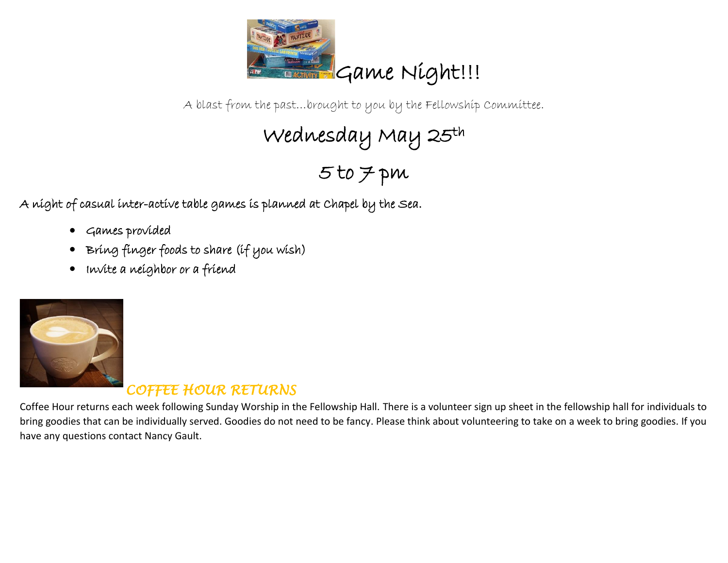# Game Night!!!

A blast from the past…brought to you by the Fellowship Committee.

## Wednesday May 25th

## 5 to 7 pm

A night of casual inter-active table games is planned at Chapel by the Sea.

- Games provided
- Bring finger foods to share (if you wish)
- Invite a neighbor or a friend

## *COFFEE HOUR RETURNS*

Coffee Hour returns each week following Sunday Worship in the Fellowship Hall. There is a volunteer sign up sheet in the fellowship hall for individuals to bring goodies that can be individually served. Goodies do not need to be fancy. Please think about volunteering to take on a week to bring goodies. If you have any questions contact Nancy Gault.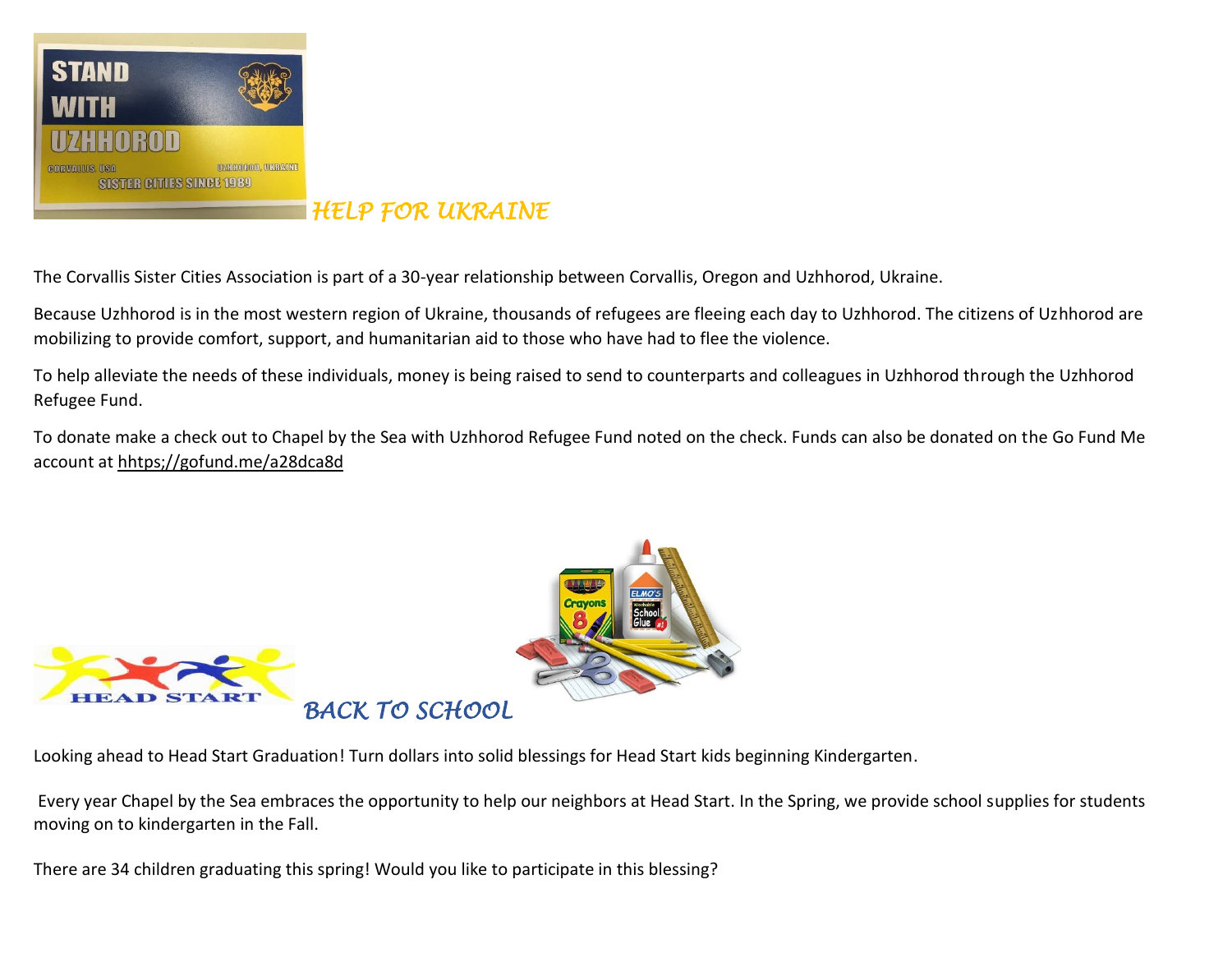## *HELP FOR UKRAINE*

The Corvallis Sister Cities Association is part of a 30-year relationship between Corvallis, Oregon and Uzhhorod, Ukraine.

Because Uzhhorod is in the most western region of Ukraine, thousands of refugees are fleeing each day to Uzhhorod. The citizens of Uzhhorod are mobilizing to provide comfort, support, and humanitarian aid to those who have had to flee the violence.

To help alleviate the needs of these individuals, money is being raised to send to counterparts and colleagues in Uzhhorod through the Uzhhorod Refugee Fund.

To donate make a check out to Chapel by the Sea with Uzhhorod Refugee Fund noted on the check. Funds can also be donated on the Go Fund Me account at hhtps;//gofund.me/a28dca8d

## *BACK TO SCHOOL*

Looking ahead to Head Start Graduation! Turn dollars into solid blessings for Head Start kids beginning Kindergarten.

Every year Chapel by the Sea embraces the opportunity to help our neighbors at Head Start. In the Spring, we provide school supplies for students moving on to kindergarten in the Fall.

There are 34 children graduating this spring! Would you like to participate in this blessing?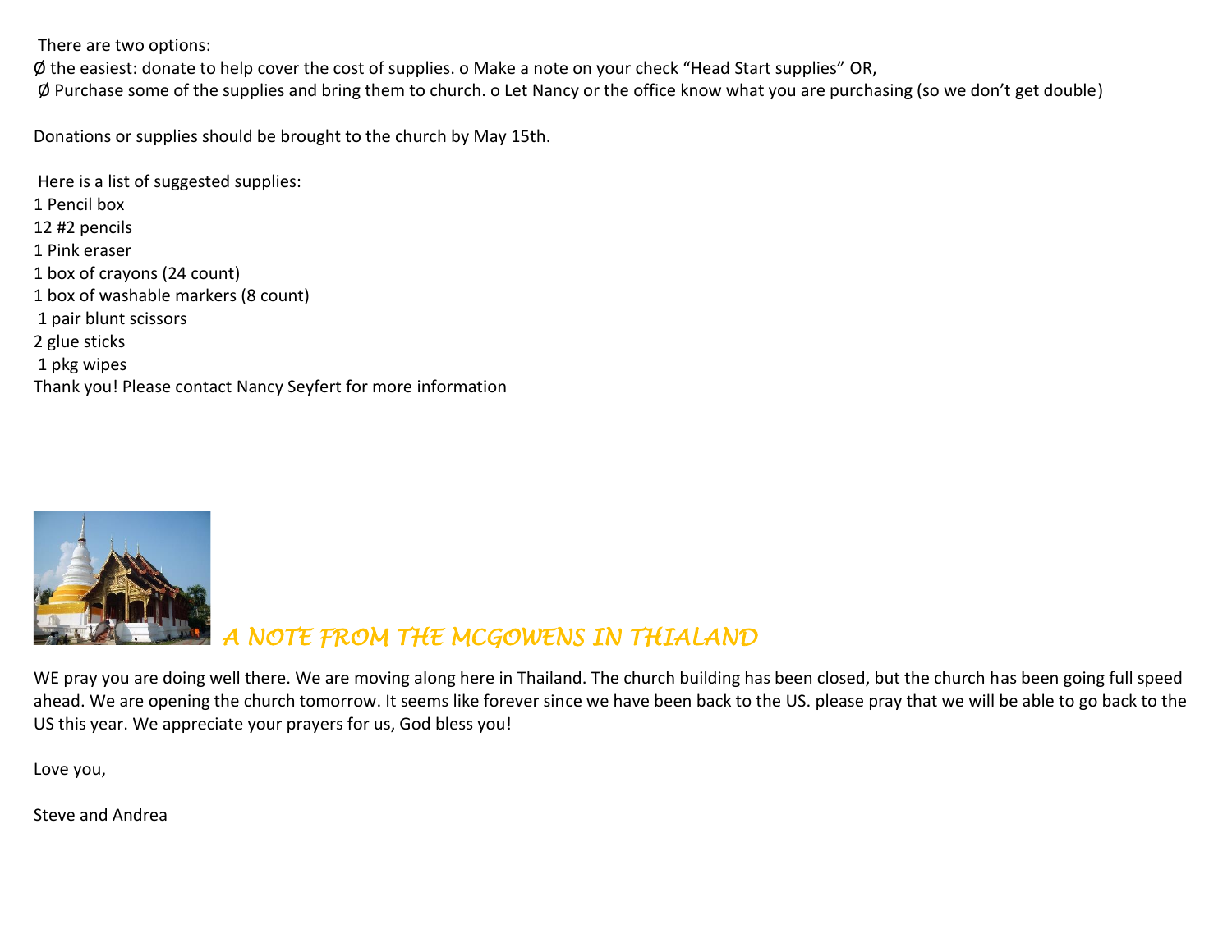There are two options:

Ø the easiest: donate to help cover the cost of supplies. o Make a note on your check "Head Start supplies" OR,

Ø Purchase some of the supplies and bring them to church. o Let Nancy or the office know what you are purchasing (so we don't get double)

Donations or supplies should be brought to the church by May 15th.

Here is a list of suggested supplies:

1 Pencil box
12 #2 pencils
1 Pink eraser
1 box of crayons (24 count)
1 box of washable markers (8 count)
1 pair blunt scissors
2 glue sticks
1 pkg wipes

Thank you! Please contact Nancy Seyfert for more information

## *A NOTE FROM THE MCGOWENS IN THIALAND*

WE pray you are doing well there. We are moving along here in Thailand. The church building has been closed, but the church has been going full speed ahead. We are opening the church tomorrow. It seems like forever since we have been back to the US. please pray that we will be able to go back to the US this year. We appreciate your prayers for us, God bless you!

Love you,

Steve and Andrea